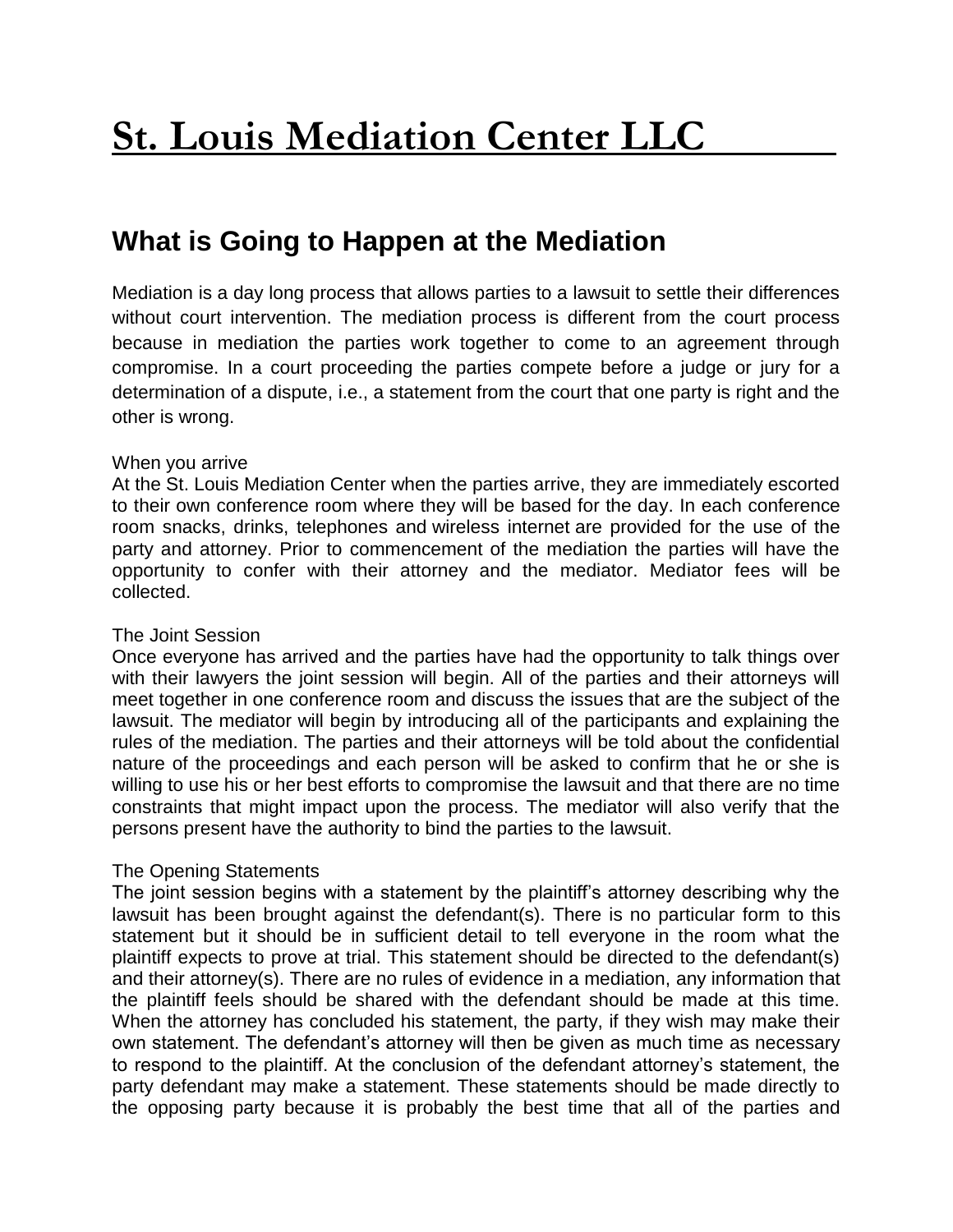# St. Louis Mediation Center LLC

## What is Going to Happen at the Mediation

Mediation is a day long process that allows parties to a lawsuit to settle their differences without court intervention. The mediation process is different from the court process because in mediation the parties work together to come to an agreement through compromise. In a court proceeding the parties compete before a judge or jury for a determination of a dispute, i.e., a statement from the court that one party is right and the other is wrong.

When you arrive
At the St. Louis Mediation Center when the parties arrive, they are immediately escorted to their own conference room where they will be based for the day. In each conference room snacks, drinks, telephones and wireless internet are provided for the use of the party and attorney. Prior to commencement of the mediation the parties will have the opportunity to confer with their attorney and the mediator. Mediator fees will be collected.

The Joint Session
Once everyone has arrived and the parties have had the opportunity to talk things over with their lawyers the joint session will begin. All of the parties and their attorneys will meet together in one conference room and discuss the issues that are the subject of the lawsuit. The mediator will begin by introducing all of the participants and explaining the rules of the mediation. The parties and their attorneys will be told about the confidential nature of the proceedings and each person will be asked to confirm that he or she is willing to use his or her best efforts to compromise the lawsuit and that there are no time constraints that might impact upon the process. The mediator will also verify that the persons present have the authority to bind the parties to the lawsuit.

The Opening Statements
The joint session begins with a statement by the plaintiff's attorney describing why the lawsuit has been brought against the defendant(s). There is no particular form to this statement but it should be in sufficient detail to tell everyone in the room what the plaintiff expects to prove at trial. This statement should be directed to the defendant(s) and their attorney(s). There are no rules of evidence in a mediation, any information that the plaintiff feels should be shared with the defendant should be made at this time. When the attorney has concluded his statement, the party, if they wish may make their own statement. The defendant's attorney will then be given as much time as necessary to respond to the plaintiff. At the conclusion of the defendant attorney's statement, the party defendant may make a statement. These statements should be made directly to the opposing party because it is probably the best time that all of the parties and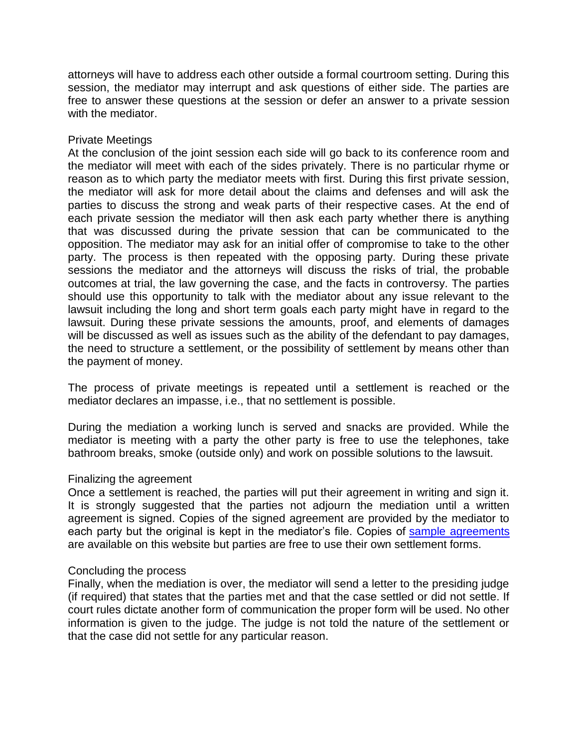attorneys will have to address each other outside a formal courtroom setting. During this session, the mediator may interrupt and ask questions of either side. The parties are free to answer these questions at the session or defer an answer to a private session with the mediator.

### Private Meetings

At the conclusion of the joint session each side will go back to its conference room and the mediator will meet with each of the sides privately. There is no particular rhyme or reason as to which party the mediator meets with first. During this first private session, the mediator will ask for more detail about the claims and defenses and will ask the parties to discuss the strong and weak parts of their respective cases. At the end of each private session the mediator will then ask each party whether there is anything that was discussed during the private session that can be communicated to the opposition. The mediator may ask for an initial offer of compromise to take to the other party. The process is then repeated with the opposing party. During these private sessions the mediator and the attorneys will discuss the risks of trial, the probable outcomes at trial, the law governing the case, and the facts in controversy. The parties should use this opportunity to talk with the mediator about any issue relevant to the lawsuit including the long and short term goals each party might have in regard to the lawsuit. During these private sessions the amounts, proof, and elements of damages will be discussed as well as issues such as the ability of the defendant to pay damages, the need to structure a settlement, or the possibility of settlement by means other than the payment of money.

The process of private meetings is repeated until a settlement is reached or the mediator declares an impasse, i.e., that no settlement is possible.

During the mediation a working lunch is served and snacks are provided. While the mediator is meeting with a party the other party is free to use the telephones, take bathroom breaks, smoke (outside only) and work on possible solutions to the lawsuit.

### Finalizing the agreement

Once a settlement is reached, the parties will put their agreement in writing and sign it. It is strongly suggested that the parties not adjourn the mediation until a written agreement is signed. Copies of the signed agreement are provided by the mediator to each party but the original is kept in the mediator's file. Copies of [sample agreements]() are available on this website but parties are free to use their own settlement forms.

### Concluding the process

Finally, when the mediation is over, the mediator will send a letter to the presiding judge (if required) that states that the parties met and that the case settled or did not settle. If court rules dictate another form of communication the proper form will be used. No other information is given to the judge. The judge is not told the nature of the settlement or that the case did not settle for any particular reason.